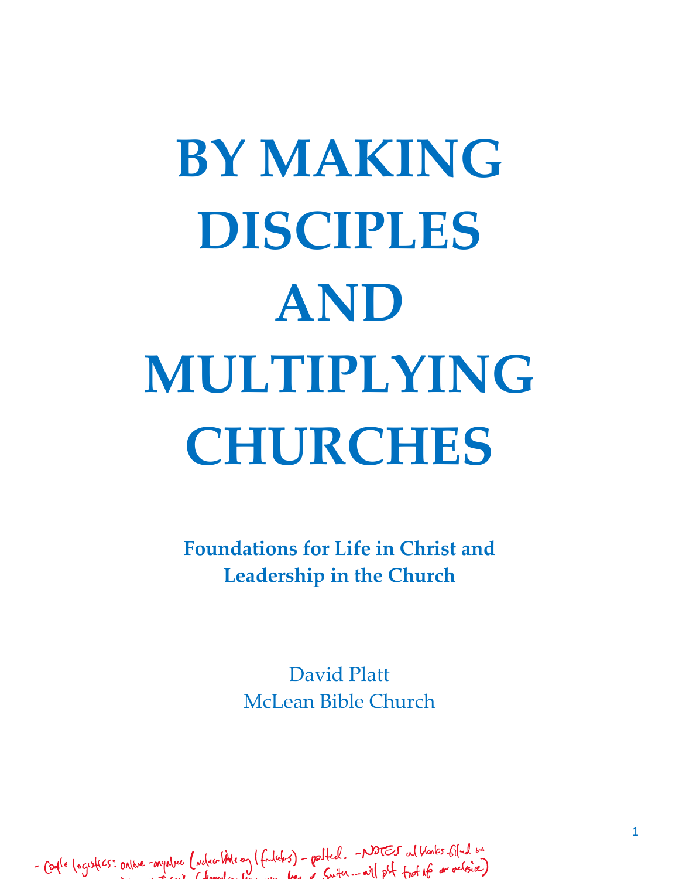# BY MAKING DISCIPLES AND MULTIPLYING CHURCHES

**Foundations for Life in Christ and Leadership in the Church**

David Platt
McLean Bible Church

- Couple logistics: online - anywhere (mcleanbible.org / [illegible]) - posted. - NOTES w/ blanks filled in ... will pdf [illegible]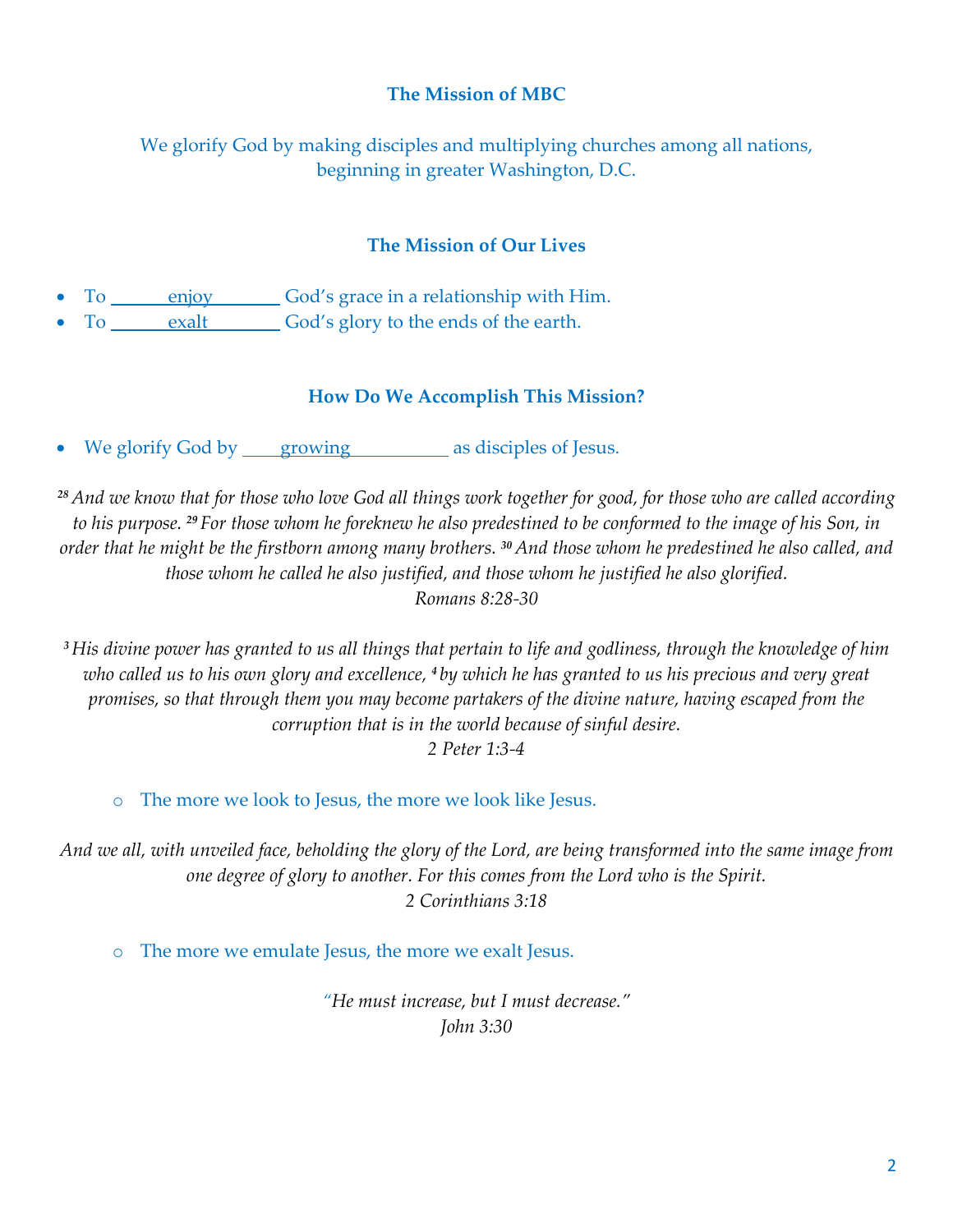### The Mission of MBC

We glorify God by making disciples and multiplying churches among all nations, beginning in greater Washington, D.C.

### The Mission of Our Lives

- To ______enjoy_______ God's grace in a relationship with Him.
- To ______exalt_______ God's glory to the ends of the earth.

### How Do We Accomplish This Mission?

- We glorify God by ____growing__________ as disciples of Jesus.

*[28] And we know that for those who love God all things work together for good, for those who are called according to his purpose. [29] For those whom he foreknew he also predestined to be conformed to the image of his Son, in order that he might be the firstborn among many brothers. [30] And those whom he predestined he also called, and those whom he called he also justified, and those whom he justified he also glorified.*
*Romans 8:28-30*

*[3] His divine power has granted to us all things that pertain to life and godliness, through the knowledge of him who called us to his own glory and excellence, [4] by which he has granted to us his precious and very great promises, so that through them you may become partakers of the divine nature, having escaped from the corruption that is in the world because of sinful desire.*
*2 Peter 1:3-4*

- The more we look to Jesus, the more we look like Jesus.

*And we all, with unveiled face, beholding the glory of the Lord, are being transformed into the same image from one degree of glory to another. For this comes from the Lord who is the Spirit.*
*2 Corinthians 3:18*

- The more we emulate Jesus, the more we exalt Jesus.

*"He must increase, but I must decrease."*
*John 3:30*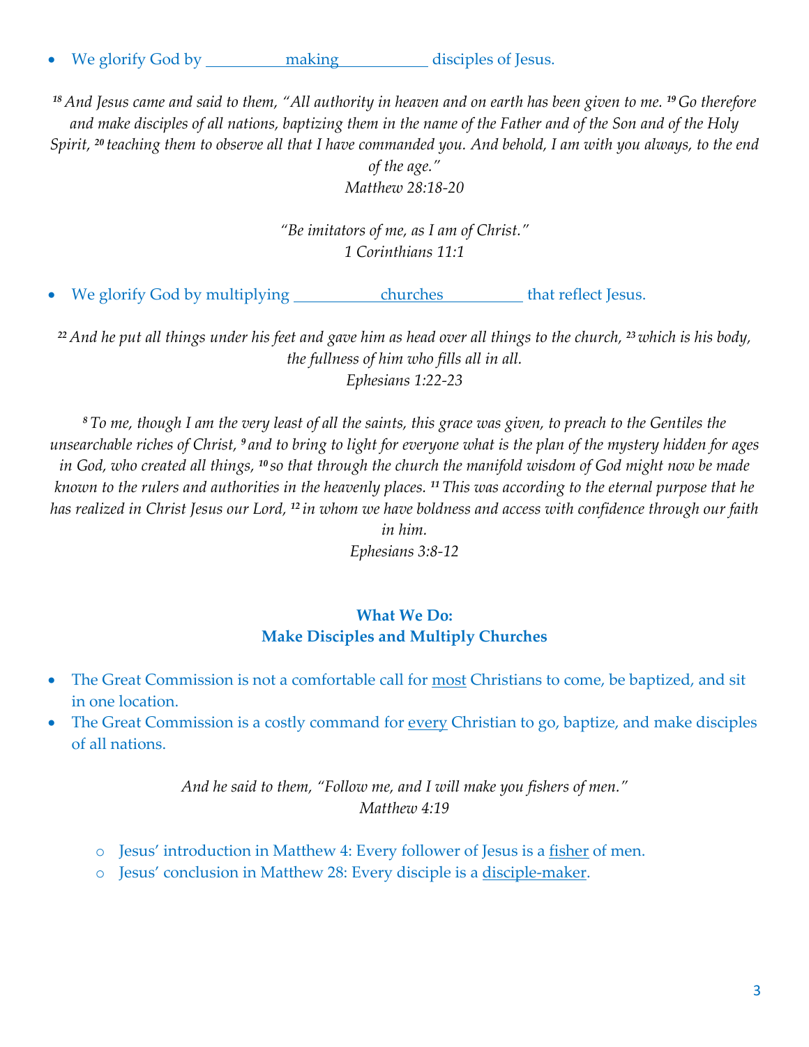- We glorify God by ___making___ disciples of Jesus.

*[18] And Jesus came and said to them, "All authority in heaven and on earth has been given to me. [19] Go therefore and make disciples of all nations, baptizing them in the name of the Father and of the Son and of the Holy Spirit, [20] teaching them to observe all that I have commanded you. And behold, I am with you always, to the end of the age."*
*Matthew 28:18-20*

*"Be imitators of me, as I am of Christ."*
*1 Corinthians 11:1*

- We glorify God by multiplying ___churches___ that reflect Jesus.

*[22] And he put all things under his feet and gave him as head over all things to the church, [23] which is his body, the fullness of him who fills all in all.*
*Ephesians 1:22-23*

*[8] To me, though I am the very least of all the saints, this grace was given, to preach to the Gentiles the unsearchable riches of Christ, [9] and to bring to light for everyone what is the plan of the mystery hidden for ages in God, who created all things, [10] so that through the church the manifold wisdom of God might now be made known to the rulers and authorities in the heavenly places. [11] This was according to the eternal purpose that he has realized in Christ Jesus our Lord, [12] in whom we have boldness and access with confidence through our faith in him.*
*Ephesians 3:8-12*

**What We Do:**
**Make Disciples and Multiply Churches**

- The Great Commission is not a comfortable call for most Christians to come, be baptized, and sit in one location.
- The Great Commission is a costly command for every Christian to go, baptize, and make disciples of all nations.

*And he said to them, "Follow me, and I will make you fishers of men."*
*Matthew 4:19*

  - Jesus' introduction in Matthew 4: Every follower of Jesus is a fisher of men.
  - Jesus' conclusion in Matthew 28: Every disciple is a disciple-maker.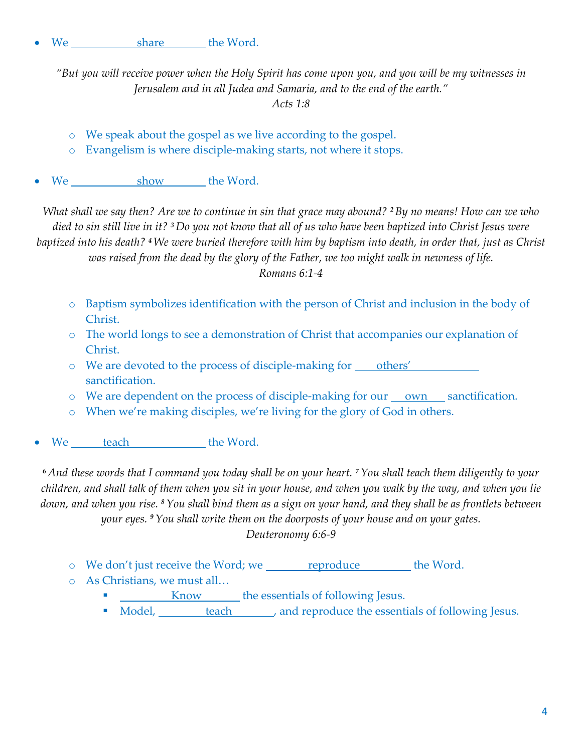- We ____share____ the Word.

*"But you will receive power when the Holy Spirit has come upon you, and you will be my witnesses in Jerusalem and in all Judea and Samaria, and to the end of the earth."*
*Acts 1:8*

  - We speak about the gospel as we live according to the gospel.
  - Evangelism is where disciple-making starts, not where it stops.

- We ____show____ the Word.

*What shall we say then? Are we to continue in sin that grace may abound? [2] By no means! How can we who died to sin still live in it? [3] Do you not know that all of us who have been baptized into Christ Jesus were baptized into his death? [4] We were buried therefore with him by baptism into death, in order that, just as Christ was raised from the dead by the glory of the Father, we too might walk in newness of life.*
*Romans 6:1-4*

  - Baptism symbolizes identification with the person of Christ and inclusion in the body of Christ.
  - The world longs to see a demonstration of Christ that accompanies our explanation of Christ.
  - We are devoted to the process of disciple-making for ____others'____ sanctification.
  - We are dependent on the process of disciple-making for our ____own____ sanctification.
  - When we're making disciples, we're living for the glory of God in others.

- We ____teach____ the Word.

*[6] And these words that I command you today shall be on your heart. [7] You shall teach them diligently to your children, and shall talk of them when you sit in your house, and when you walk by the way, and when you lie down, and when you rise. [8] You shall bind them as a sign on your hand, and they shall be as frontlets between your eyes. [9] You shall write them on the doorposts of your house and on your gates.*
*Deuteronomy 6:6-9*

  - We don't just receive the Word; we ____reproduce____ the Word.
  - As Christians, we must all…
    - ____Know____ the essentials of following Jesus.
    - Model, ____teach____, and reproduce the essentials of following Jesus.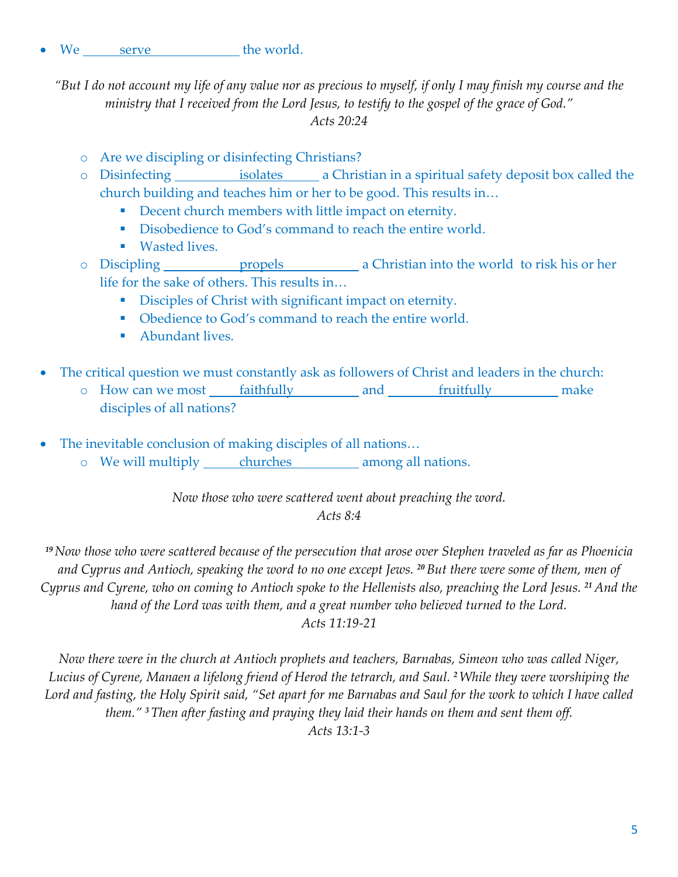- We serve the world.

*"But I do not account my life of any value nor as precious to myself, if only I may finish my course and the ministry that I received from the Lord Jesus, to testify to the gospel of the grace of God."*
*Acts 20:24*

  - Are we discipling or disinfecting Christians?
  - Disinfecting isolates a Christian in a spiritual safety deposit box called the church building and teaches him or her to be good. This results in…
    - Decent church members with little impact on eternity.
    - Disobedience to God's command to reach the entire world.
    - Wasted lives.
  - Discipling propels a Christian into the world to risk his or her life for the sake of others. This results in…
    - Disciples of Christ with significant impact on eternity.
    - Obedience to God's command to reach the entire world.
    - Abundant lives.

- The critical question we must constantly ask as followers of Christ and leaders in the church:
  - How can we most faithfully and fruitfully make disciples of all nations?

- The inevitable conclusion of making disciples of all nations…
  - We will multiply churches among all nations.

*Now those who were scattered went about preaching the word.*
*Acts 8:4*

*[19] Now those who were scattered because of the persecution that arose over Stephen traveled as far as Phoenicia and Cyprus and Antioch, speaking the word to no one except Jews. [20] But there were some of them, men of Cyprus and Cyrene, who on coming to Antioch spoke to the Hellenists also, preaching the Lord Jesus. [21] And the hand of the Lord was with them, and a great number who believed turned to the Lord.*
*Acts 11:19-21*

*Now there were in the church at Antioch prophets and teachers, Barnabas, Simeon who was called Niger, Lucius of Cyrene, Manaen a lifelong friend of Herod the tetrarch, and Saul. [2] While they were worshiping the Lord and fasting, the Holy Spirit said, "Set apart for me Barnabas and Saul for the work to which I have called them." [3] Then after fasting and praying they laid their hands on them and sent them off.*
*Acts 13:1-3*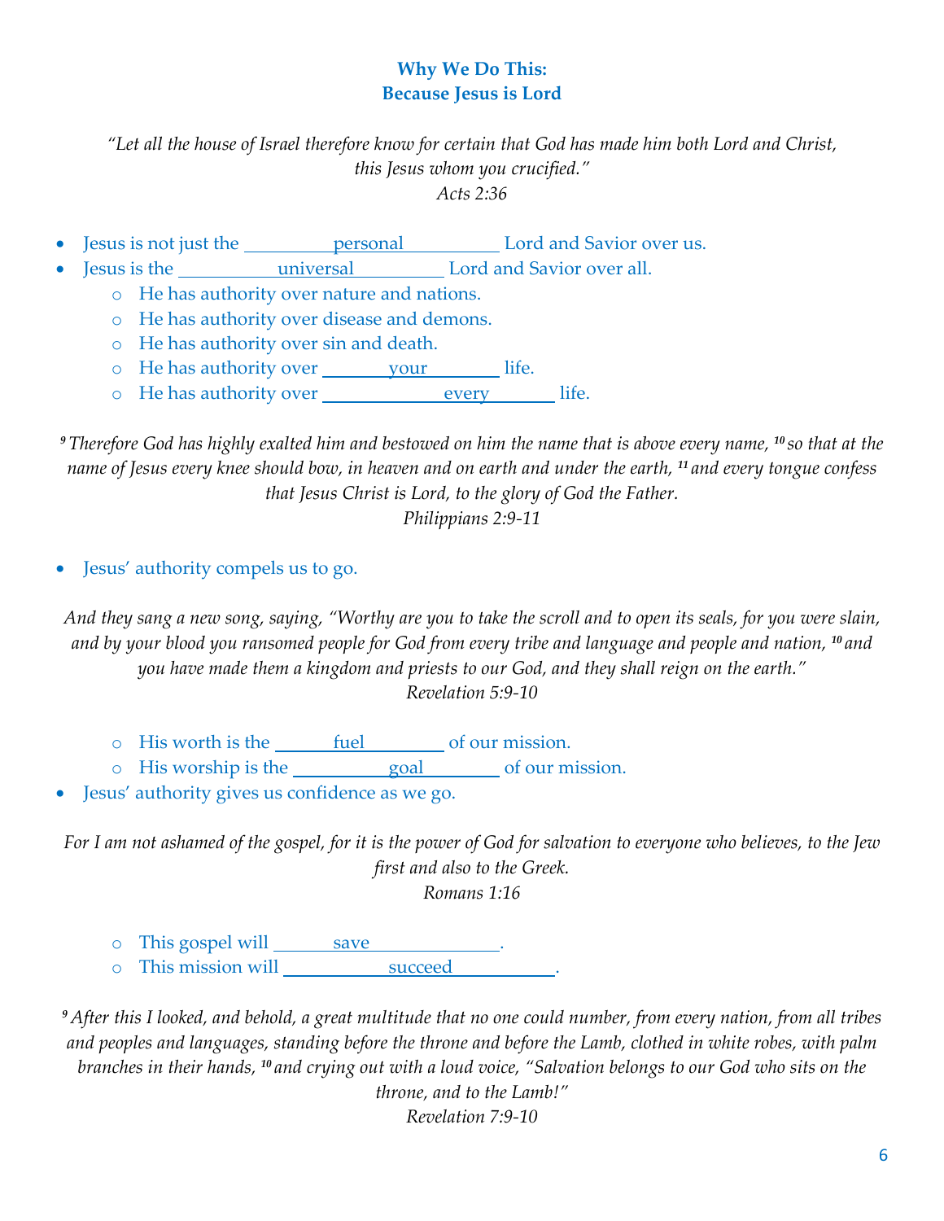## Why We Do This: Because Jesus is Lord

*"Let all the house of Israel therefore know for certain that God has made him both Lord and Christ, this Jesus whom you crucified."*
*Acts 2:36*

- Jesus is not just the \_\_\_\_\_personal\_\_\_\_\_ Lord and Savior over us.
- Jesus is the \_\_\_\_\_universal\_\_\_\_\_ Lord and Savior over all.
  - He has authority over nature and nations.
  - He has authority over disease and demons.
  - He has authority over sin and death.
  - He has authority over \_\_\_\_your\_\_\_\_ life.
  - He has authority over \_\_\_\_\_\_every\_\_\_\_ life.

*[9] Therefore God has highly exalted him and bestowed on him the name that is above every name, [10] so that at the name of Jesus every knee should bow, in heaven and on earth and under the earth, [11] and every tongue confess that Jesus Christ is Lord, to the glory of God the Father.*
*Philippians 2:9-11*

- Jesus' authority compels us to go.

*And they sang a new song, saying, "Worthy are you to take the scroll and to open its seals, for you were slain, and by your blood you ransomed people for God from every tribe and language and people and nation, [10] and you have made them a kingdom and priests to our God, and they shall reign on the earth."*
*Revelation 5:9-10*

  - His worth is the \_\_\_\_fuel\_\_\_\_ of our mission.
  - His worship is the \_\_\_\_\_goal\_\_\_\_ of our mission.
- Jesus' authority gives us confidence as we go.

*For I am not ashamed of the gospel, for it is the power of God for salvation to everyone who believes, to the Jew first and also to the Greek.*
*Romans 1:16*

  - This gospel will \_\_\_\_save\_\_\_\_\_\_\_.
  - This mission will \_\_\_\_\_\_succeed\_\_\_\_\_\_.

*[9] After this I looked, and behold, a great multitude that no one could number, from every nation, from all tribes and peoples and languages, standing before the throne and before the Lamb, clothed in white robes, with palm branches in their hands, [10] and crying out with a loud voice, "Salvation belongs to our God who sits on the throne, and to the Lamb!"*
*Revelation 7:9-10*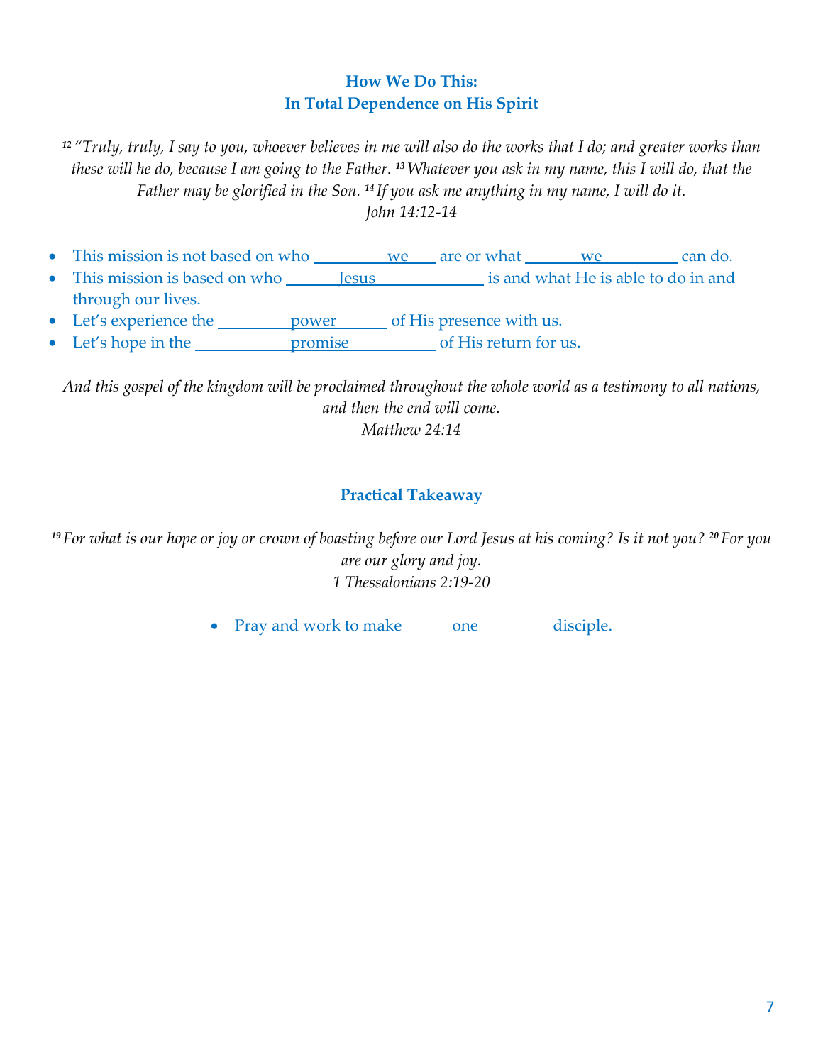## How We Do This:
## In Total Dependence on His Spirit

*[12] "Truly, truly, I say to you, whoever believes in me will also do the works that I do; and greater works than these will he do, because I am going to the Father. [13] Whatever you ask in my name, this I will do, that the Father may be glorified in the Son. [14] If you ask me anything in my name, I will do it.*
*John 14:12-14*

- This mission is not based on who ____we____ are or what ____we____ can do.
- This mission is based on who ____Jesus____ is and what He is able to do in and through our lives.
- Let's experience the ____power____ of His presence with us.
- Let's hope in the ____promise____ of His return for us.

*And this gospel of the kingdom will be proclaimed throughout the whole world as a testimony to all nations, and then the end will come.*
*Matthew 24:14*

## Practical Takeaway

*[19] For what is our hope or joy or crown of boasting before our Lord Jesus at his coming? Is it not you? [20] For you are our glory and joy.*
*1 Thessalonians 2:19-20*

- Pray and work to make ____one____ disciple.